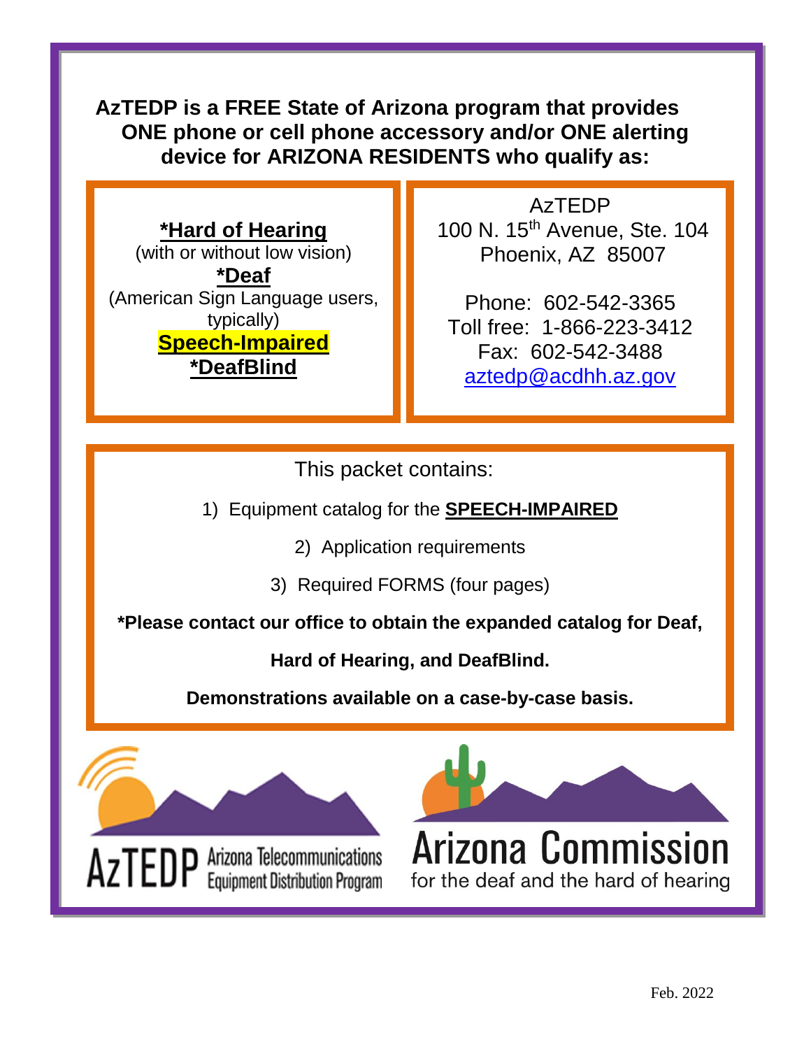**AzTEDP is a FREE State of Arizona program that provides ONE phone or cell phone accessory and/or ONE alerting device for ARIZONA RESIDENTS who qualify as:**

**\*Hard of Hearing**
(with or without low vision)

**\*Deaf**
(American Sign Language users, typically)

**Speech-Impaired**

**\*DeafBlind**

AzTEDP
100 N. 15th Avenue, Ste. 104
Phoenix, AZ 85007

Phone: 602-542-3365
Toll free: 1-866-223-3412
Fax: 602-542-3488
aztedp@acdhh.az.gov

This packet contains:

1) Equipment catalog for the **SPEECH-IMPAIRED**
2) Application requirements
3) Required FORMS (four pages)

**\*Please contact our office to obtain the expanded catalog for Deaf, Hard of Hearing, and DeafBlind.**

**Demonstrations available on a case-by-case basis.**

AzTEDP Arizona Telecommunications Equipment Distribution Program

Arizona Commission for the deaf and the hard of hearing

Feb. 2022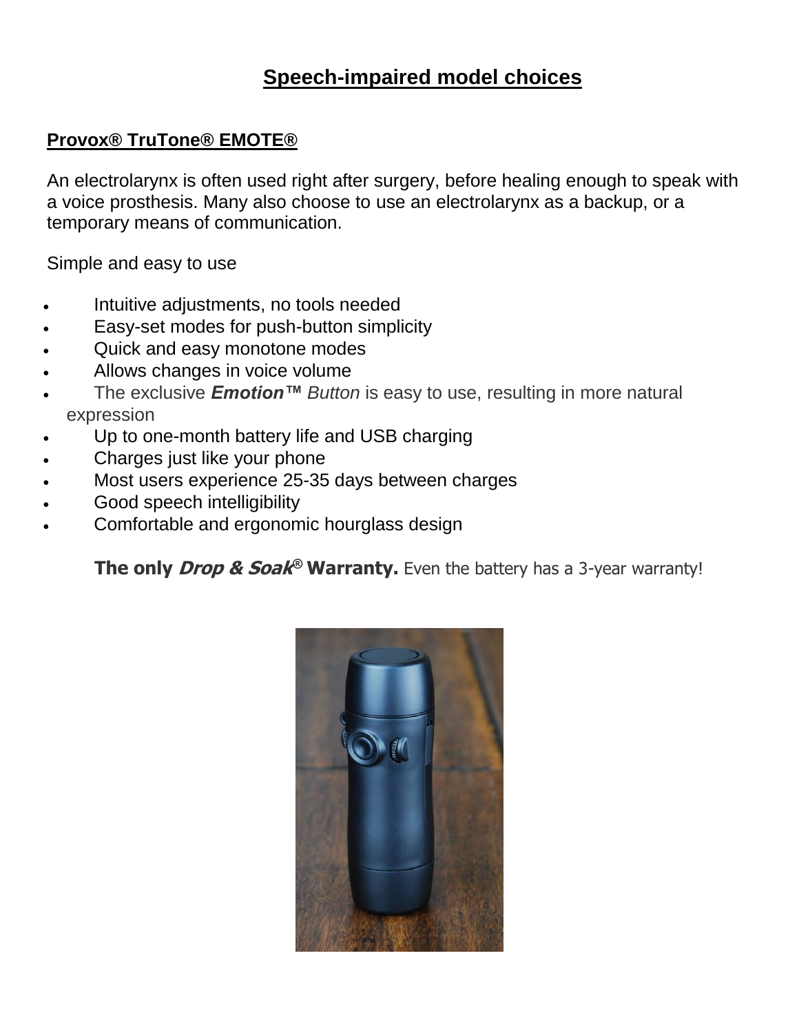# Speech-impaired model choices

## Provox® TruTone® EMOTE®

An electrolarynx is often used right after surgery, before healing enough to speak with a voice prosthesis. Many also choose to use an electrolarynx as a backup, or a temporary means of communication.

Simple and easy to use

- Intuitive adjustments, no tools needed
- Easy-set modes for push-button simplicity
- Quick and easy monotone modes
- Allows changes in voice volume
- The exclusive ***Emotion™*** *Button* is easy to use, resulting in more natural expression
- Up to one-month battery life and USB charging
- Charges just like your phone
- Most users experience 25-35 days between charges
- Good speech intelligibility
- Comfortable and ergonomic hourglass design

**The only *Drop & Soak®* Warranty.** Even the battery has a 3-year warranty!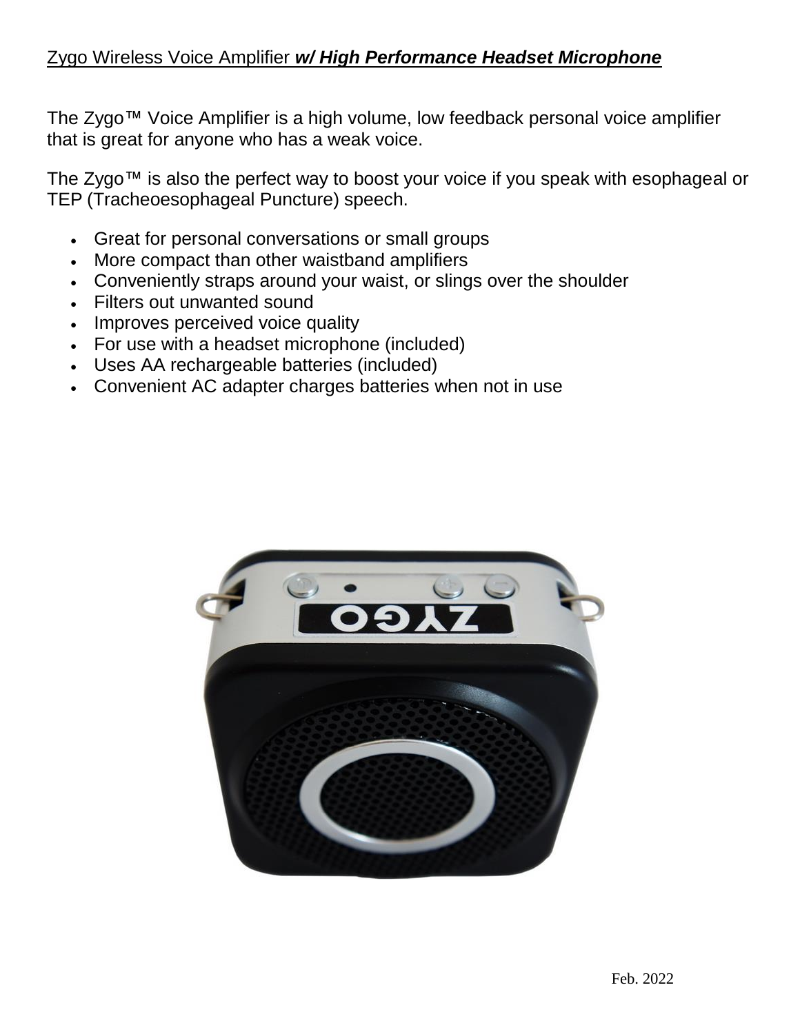Zygo Wireless Voice Amplifier ***w/ High Performance Headset Microphone***

The Zygo™ Voice Amplifier is a high volume, low feedback personal voice amplifier that is great for anyone who has a weak voice.

The Zygo™ is also the perfect way to boost your voice if you speak with esophageal or TEP (Tracheoesophageal Puncture) speech.

- Great for personal conversations or small groups
- More compact than other waistband amplifiers
- Conveniently straps around your waist, or slings over the shoulder
- Filters out unwanted sound
- Improves perceived voice quality
- For use with a headset microphone (included)
- Uses AA rechargeable batteries (included)
- Convenient AC adapter charges batteries when not in use

Feb. 2022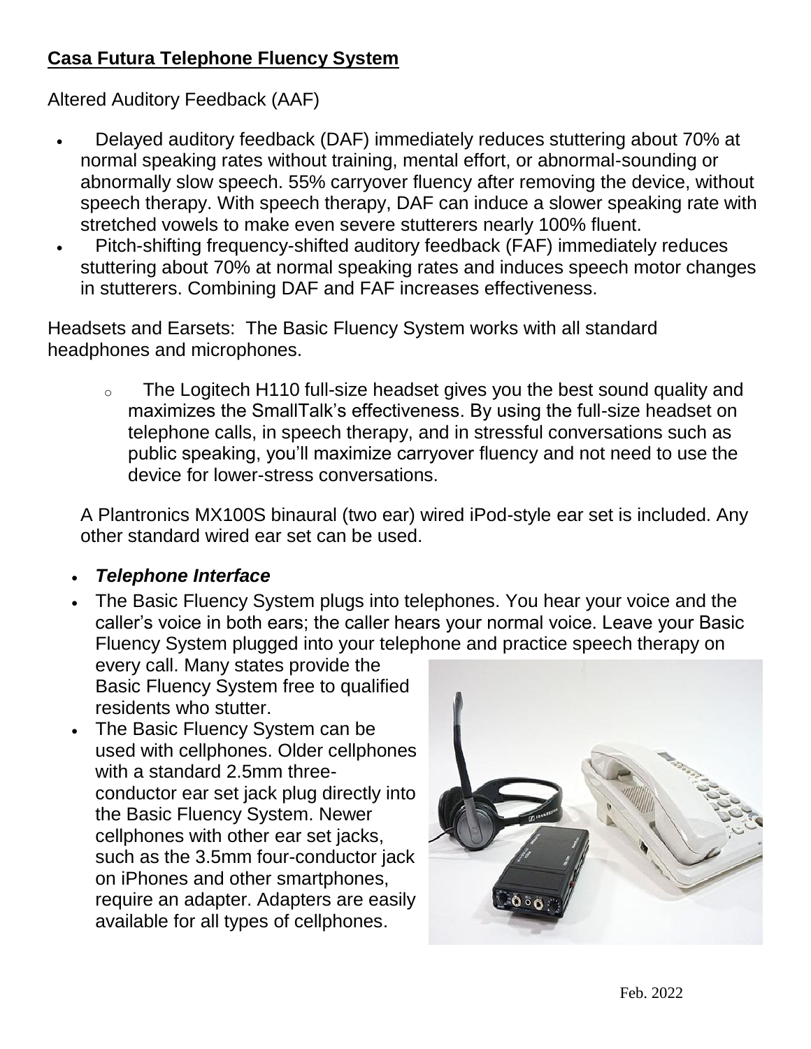**Casa Futura Telephone Fluency System**

Altered Auditory Feedback (AAF)

- Delayed auditory feedback (DAF) immediately reduces stuttering about 70% at normal speaking rates without training, mental effort, or abnormal-sounding or abnormally slow speech. 55% carryover fluency after removing the device, without speech therapy. With speech therapy, DAF can induce a slower speaking rate with stretched vowels to make even severe stutterers nearly 100% fluent.
- Pitch-shifting frequency-shifted auditory feedback (FAF) immediately reduces stuttering about 70% at normal speaking rates and induces speech motor changes in stutterers. Combining DAF and FAF increases effectiveness.

Headsets and Earsets: The Basic Fluency System works with all standard headphones and microphones.

  - The Logitech H110 full-size headset gives you the best sound quality and maximizes the SmallTalk's effectiveness. By using the full-size headset on telephone calls, in speech therapy, and in stressful conversations such as public speaking, you'll maximize carryover fluency and not need to use the device for lower-stress conversations.

A Plantronics MX100S binaural (two ear) wired iPod-style ear set is included. Any other standard wired ear set can be used.

- ***Telephone Interface***
- The Basic Fluency System plugs into telephones. You hear your voice and the caller's voice in both ears; the caller hears your normal voice. Leave your Basic Fluency System plugged into your telephone and practice speech therapy on every call. Many states provide the Basic Fluency System free to qualified residents who stutter.
- The Basic Fluency System can be used with cellphones. Older cellphones with a standard 2.5mm three-conductor ear set jack plug directly into the Basic Fluency System. Newer cellphones with other ear set jacks, such as the 3.5mm four-conductor jack on iPhones and other smartphones, require an adapter. Adapters are easily available for all types of cellphones.

Feb. 2022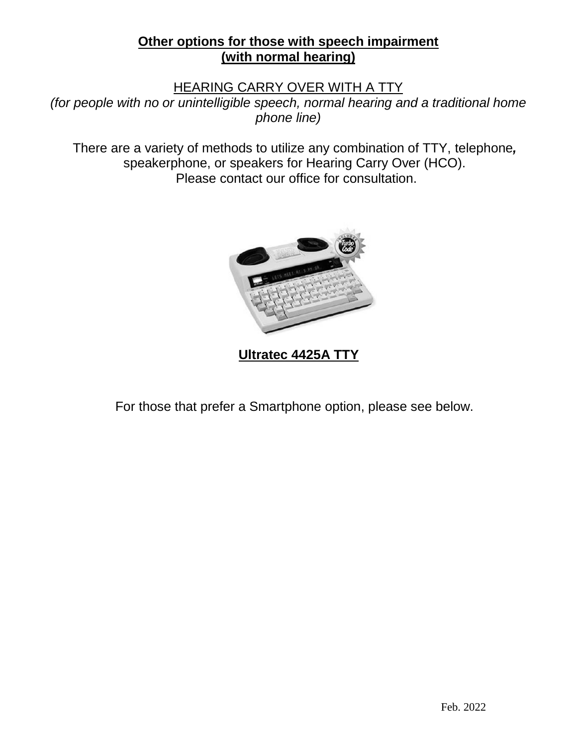**Other options for those with speech impairment**
**(with normal hearing)**

HEARING CARRY OVER WITH A TTY

*(for people with no or unintelligible speech, normal hearing and a traditional home phone line)*

There are a variety of methods to utilize any combination of TTY, telephone, speakerphone, or speakers for Hearing Carry Over (HCO).
Please contact our office for consultation.

**Ultratec 4425A TTY**

For those that prefer a Smartphone option, please see below.

Feb. 2022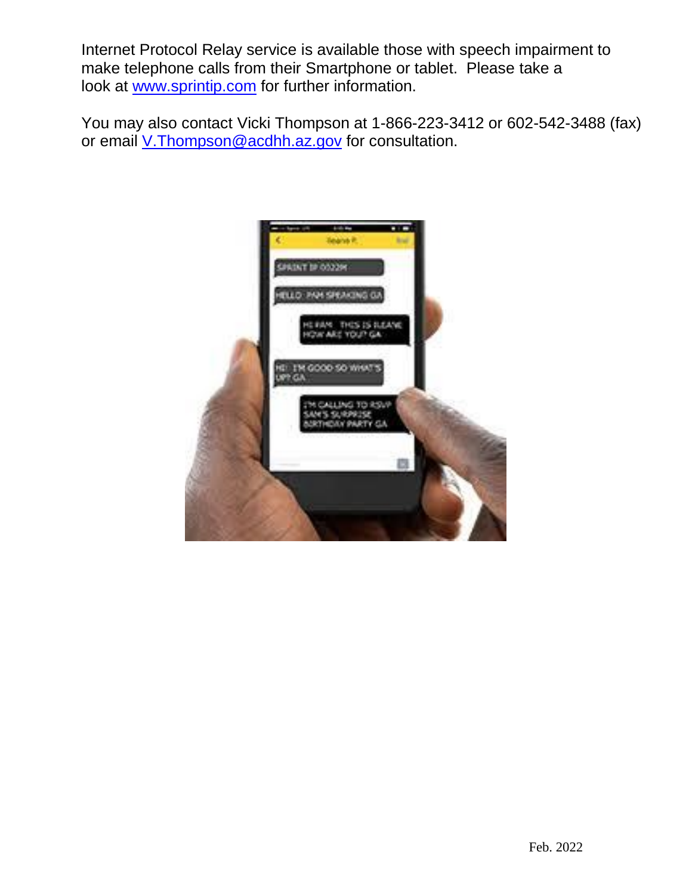Internet Protocol Relay service is available those with speech impairment to make telephone calls from their Smartphone or tablet.  Please take a look at [www.sprintip.com](http://www.sprintip.com) for further information.

You may also contact Vicki Thompson at 1-866-223-3412 or 602-542-3488 (fax) or email [V.Thompson@acdhh.az.gov](mailto:V.Thompson@acdhh.az.gov) for consultation.

Feb. 2022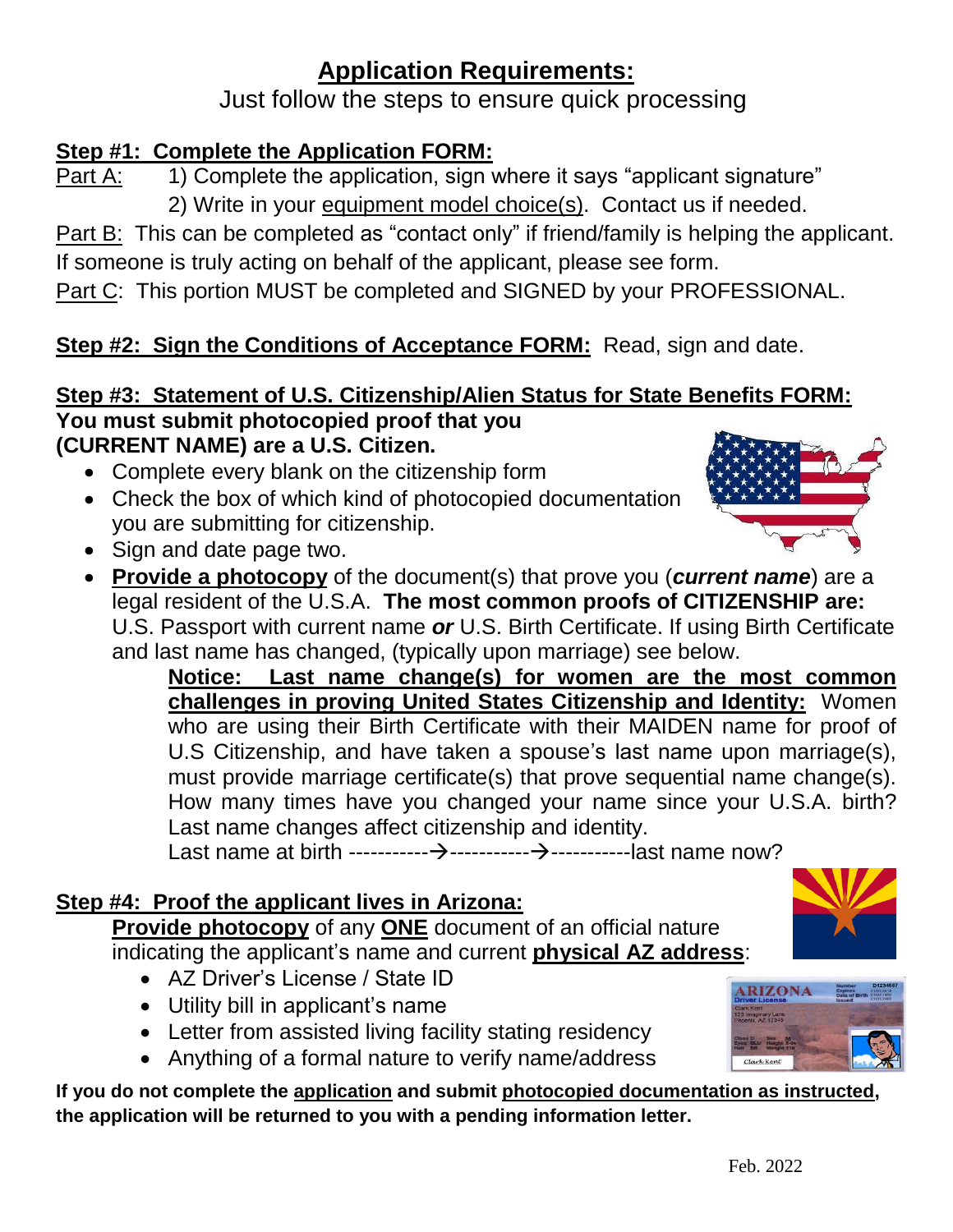# Application Requirements:

Just follow the steps to ensure quick processing

**Step #1: Complete the Application FORM:**

Part A: 1) Complete the application, sign where it says "applicant signature"

2) Write in your equipment model choice(s). Contact us if needed.

Part B: This can be completed as "contact only" if friend/family is helping the applicant. If someone is truly acting on behalf of the applicant, please see form.

Part C: This portion MUST be completed and SIGNED by your PROFESSIONAL.

**Step #2: Sign the Conditions of Acceptance FORM:** Read, sign and date.

**Step #3: Statement of U.S. Citizenship/Alien Status for State Benefits FORM:**

**You must submit photocopied proof that you (CURRENT NAME) are a U.S. Citizen.**

- Complete every blank on the citizenship form
- Check the box of which kind of photocopied documentation you are submitting for citizenship.
- Sign and date page two.
- **Provide a photocopy** of the document(s) that prove you (***current name***) are a legal resident of the U.S.A. **The most common proofs of CITIZENSHIP are:** U.S. Passport with current name ***or*** U.S. Birth Certificate. If using Birth Certificate and last name has changed, (typically upon marriage) see below.

**Notice: Last name change(s) for women are the most common challenges in proving United States Citizenship and Identity:** Women who are using their Birth Certificate with their MAIDEN name for proof of U.S Citizenship, and have taken a spouse's last name upon marriage(s), must provide marriage certificate(s) that prove sequential name change(s). How many times have you changed your name since your U.S.A. birth? Last name changes affect citizenship and identity.

Last name at birth -----------→-----------→-----------last name now?

**Step #4: Proof the applicant lives in Arizona:**

**Provide photocopy** of any **ONE** document of an official nature indicating the applicant's name and current **physical AZ address**:

- AZ Driver's License / State ID
- Utility bill in applicant's name
- Letter from assisted living facility stating residency
- Anything of a formal nature to verify name/address

**If you do not complete the application and submit photocopied documentation as instructed, the application will be returned to you with a pending information letter.**

Feb. 2022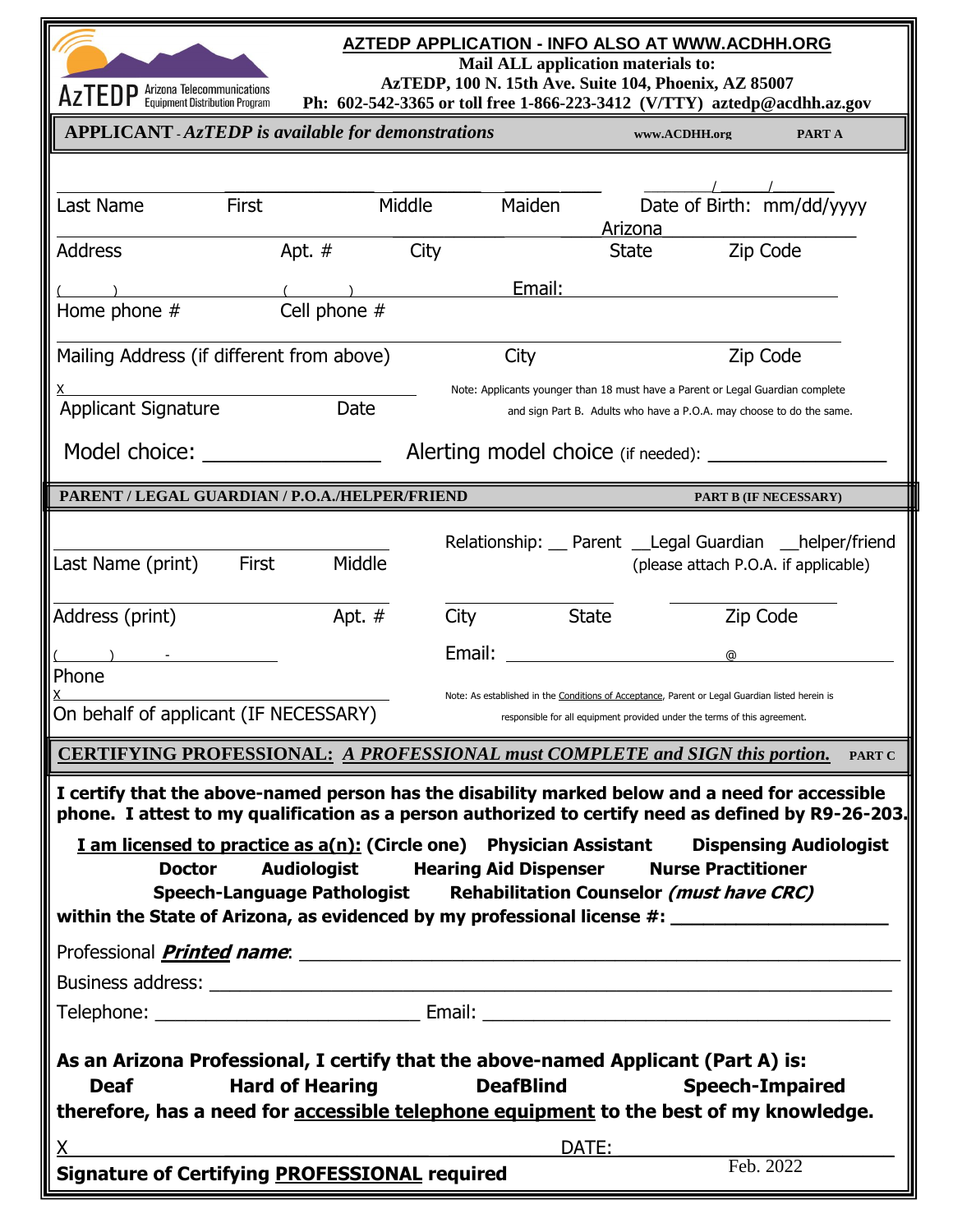AzTEDP Arizona Telecommunications Equipment Distribution Program

**AZTEDP APPLICATION - INFO ALSO AT WWW.ACDHH.ORG**

**Mail ALL application materials to:**
**AzTEDP, 100 N. 15th Ave. Suite 104, Phoenix, AZ 85007**
**Ph: 602-542-3365 or toll free 1-866-223-3412 (V/TTY) aztedp@acdhh.az.gov**

## APPLICANT - *AzTEDP is available for demonstrations* — www.ACDHH.org — PART A

Last Name ______ First ______ Middle ______ Maiden ______ Date of Birth: mm/dd/yyyy ___/___/_____

Address ______ Apt. # ______ City ______ State: Arizona ______ Zip Code ______

Home phone # ( ) ______ Cell phone # ( ) ______ Email: ______

Mailing Address (if different from above) ______ City ______ Zip Code ______

X ______ Applicant Signature ______ Date ______

Note: Applicants younger than 18 must have a Parent or Legal Guardian complete and sign Part B. Adults who have a P.O.A. may choose to do the same.

Model choice: ________________ Alerting model choice (if needed): ________________

## PARENT / LEGAL GUARDIAN / P.O.A./HELPER/FRIEND — PART B (IF NECESSARY)

Last Name (print) ______ First ______ Middle ______

Relationship: __ Parent __Legal Guardian __helper/friend (please attach P.O.A. if applicable)

Address (print) ______ Apt. # ______ City ______ State ______ Zip Code ______

Phone ( ) - ______ Email: ______ @ ______

X ______ On behalf of applicant (IF NECESSARY)

Note: As established in the Conditions of Acceptance, Parent or Legal Guardian listed herein is responsible for all equipment provided under the terms of this agreement.

## CERTIFYING PROFESSIONAL: *A PROFESSIONAL must COMPLETE and SIGN this portion.* — PART C

**I certify that the above-named person has the disability marked below and a need for accessible phone. I attest to my qualification as a person authorized to certify need as defined by R9-26-203.**

**I am licensed to practice as a(n): (Circle one)** **Physician Assistant** **Dispensing Audiologist** **Doctor** **Audiologist** **Hearing Aid Dispenser** **Nurse Practitioner** **Speech-Language Pathologist** **Rehabilitation Counselor *(must have CRC)***
**within the State of Arizona, as evidenced by my professional license #:** ____________________

Professional ***Printed name***: ______________________________

Business address: ______________________________

Telephone: ______________ Email: ______________

**As an Arizona Professional, I certify that the above-named Applicant (Part A) is:**
**Deaf** **Hard of Hearing** **DeafBlind** **Speech-Impaired**
**therefore, has a need for accessible telephone equipment to the best of my knowledge.**

X ______________________________ DATE: ______________

**Signature of Certifying PROFESSIONAL required**

Feb. 2022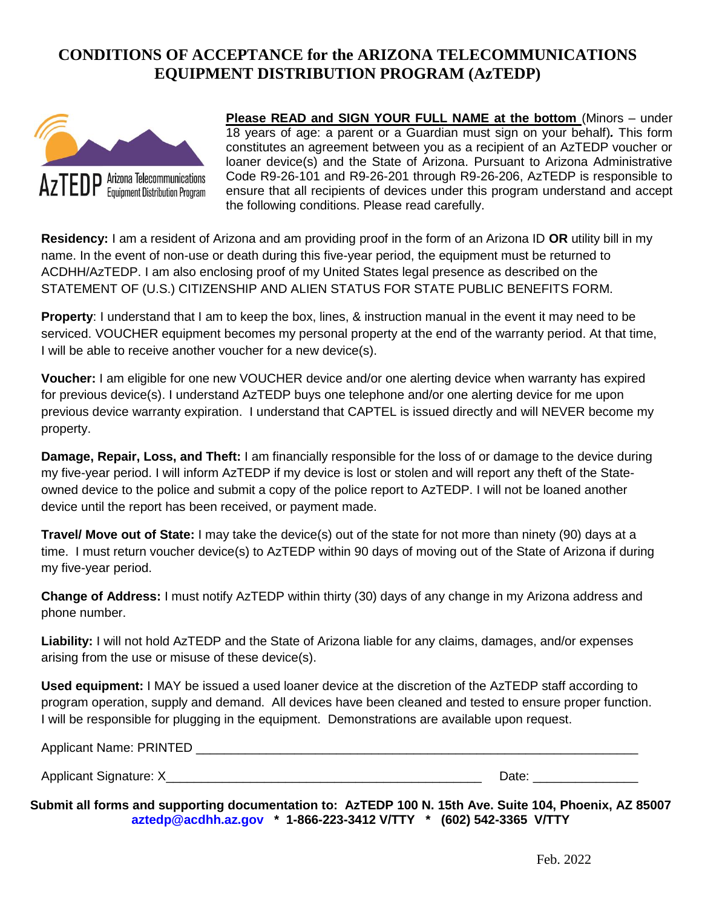# CONDITIONS OF ACCEPTANCE for the ARIZONA TELECOMMUNICATIONS EQUIPMENT DISTRIBUTION PROGRAM (AzTEDP)

AzTEDP Arizona Telecommunications Equipment Distribution Program

**Please READ and SIGN YOUR FULL NAME at the bottom** (Minors – under 18 years of age: a parent or a Guardian must sign on your behalf)**.** This form constitutes an agreement between you as a recipient of an AzTEDP voucher or loaner device(s) and the State of Arizona. Pursuant to Arizona Administrative Code R9-26-101 and R9-26-201 through R9-26-206, AzTEDP is responsible to ensure that all recipients of devices under this program understand and accept the following conditions. Please read carefully.

**Residency:** I am a resident of Arizona and am providing proof in the form of an Arizona ID **OR** utility bill in my name. In the event of non-use or death during this five-year period, the equipment must be returned to ACDHH/AzTEDP. I am also enclosing proof of my United States legal presence as described on the STATEMENT OF (U.S.) CITIZENSHIP AND ALIEN STATUS FOR STATE PUBLIC BENEFITS FORM.

**Property**: I understand that I am to keep the box, lines, & instruction manual in the event it may need to be serviced. VOUCHER equipment becomes my personal property at the end of the warranty period. At that time, I will be able to receive another voucher for a new device(s).

**Voucher:** I am eligible for one new VOUCHER device and/or one alerting device when warranty has expired for previous device(s). I understand AzTEDP buys one telephone and/or one alerting device for me upon previous device warranty expiration. I understand that CAPTEL is issued directly and will NEVER become my property.

**Damage, Repair, Loss, and Theft:** I am financially responsible for the loss of or damage to the device during my five-year period. I will inform AzTEDP if my device is lost or stolen and will report any theft of the State-owned device to the police and submit a copy of the police report to AzTEDP. I will not be loaned another device until the report has been received, or payment made.

**Travel/ Move out of State:** I may take the device(s) out of the state for not more than ninety (90) days at a time. I must return voucher device(s) to AzTEDP within 90 days of moving out of the State of Arizona if during my five-year period.

**Change of Address:** I must notify AzTEDP within thirty (30) days of any change in my Arizona address and phone number.

**Liability:** I will not hold AzTEDP and the State of Arizona liable for any claims, damages, and/or expenses arising from the use or misuse of these device(s).

**Used equipment:** I MAY be issued a used loaner device at the discretion of the AzTEDP staff according to program operation, supply and demand. All devices have been cleaned and tested to ensure proper function. I will be responsible for plugging in the equipment. Demonstrations are available upon request.

Applicant Name: PRINTED ______________________________________________________________

Applicant Signature: X_____________________________________________ Date: _______________

**Submit all forms and supporting documentation to: AzTEDP 100 N. 15th Ave. Suite 104, Phoenix, AZ 85007**
**aztedp@acdhh.az.gov * 1-866-223-3412 V/TTY * (602) 542-3365 V/TTY**

Feb. 2022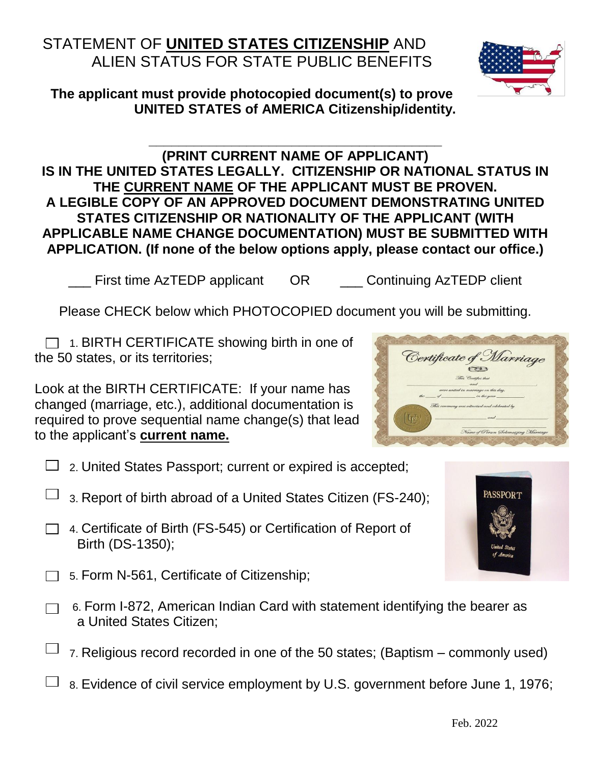# STATEMENT OF **UNITED STATES CITIZENSHIP** AND ALIEN STATUS FOR STATE PUBLIC BENEFITS

**The applicant must provide photocopied document(s) to prove UNITED STATES of AMERICA Citizenship/identity.**

\_\_\_\_\_\_\_\_\_\_\_\_\_\_\_\_\_\_\_\_\_\_\_\_\_\_\_\_\_\_\_\_\_\_\_\_\_\_\_\_\_\_\_\_

**(PRINT CURRENT NAME OF APPLICANT)**

**IS IN THE UNITED STATES LEGALLY. CITIZENSHIP OR NATIONAL STATUS IN THE CURRENT NAME OF THE APPLICANT MUST BE PROVEN. A LEGIBLE COPY OF AN APPROVED DOCUMENT DEMONSTRATING UNITED STATES CITIZENSHIP OR NATIONALITY OF THE APPLICANT (WITH APPLICABLE NAME CHANGE DOCUMENTATION) MUST BE SUBMITTED WITH APPLICATION. (If none of the below options apply, please contact our office.)**

\_\_\_ First time AzTEDP applicant OR \_\_\_ Continuing AzTEDP client

Please CHECK below which PHOTOCOPIED document you will be submitting.

☐ 1. BIRTH CERTIFICATE showing birth in one of the 50 states, or its territories;

Look at the BIRTH CERTIFICATE: If your name has changed (marriage, etc.), additional documentation is required to prove sequential name change(s) that lead to the applicant's **current name.**

☐ 2. United States Passport; current or expired is accepted;

☐ 3. Report of birth abroad of a United States Citizen (FS-240);

☐ 4. Certificate of Birth (FS-545) or Certification of Report of Birth (DS-1350);

☐ 5. Form N-561, Certificate of Citizenship;

☐ 6. Form I-872, American Indian Card with statement identifying the bearer as a United States Citizen;

☐ 7. Religious record recorded in one of the 50 states; (Baptism – commonly used)

☐ 8. Evidence of civil service employment by U.S. government before June 1, 1976;

Feb. 2022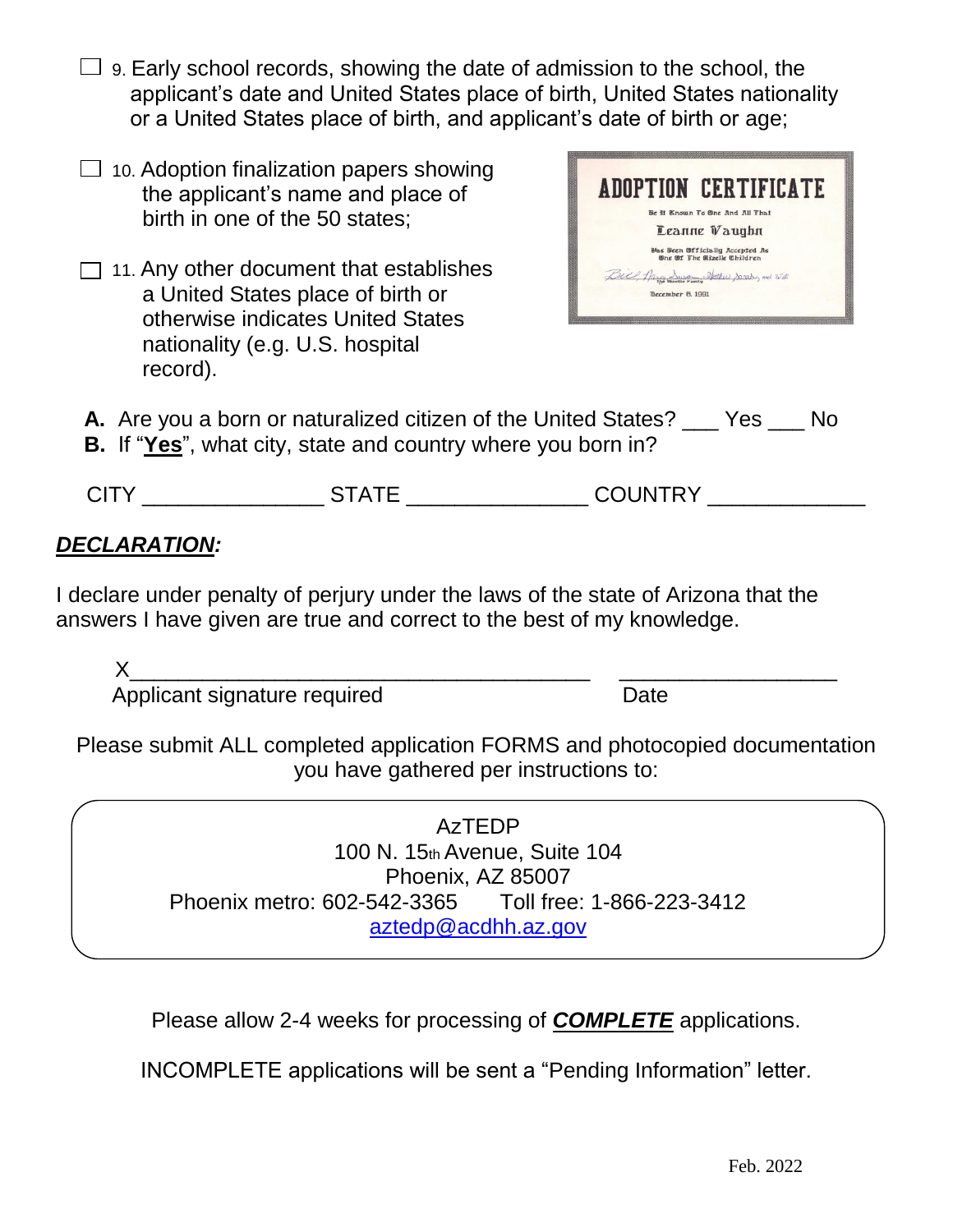- ☐ 9. Early school records, showing the date of admission to the school, the applicant's date and United States place of birth, United States nationality or a United States place of birth, and applicant's date of birth or age;
- ☐ 10. Adoption finalization papers showing the applicant's name and place of birth in one of the 50 states;
- ☐ 11. Any other document that establishes a United States place of birth or otherwise indicates United States nationality (e.g. U.S. hospital record).

**A.** Are you a born or naturalized citizen of the United States? ___ Yes ___ No
**B.** If "**Yes**", what city, state and country where you born in?

CITY _______________ STATE _______________ COUNTRY _____________

## ***DECLARATION:***

I declare under penalty of perjury under the laws of the state of Arizona that the answers I have given are true and correct to the best of my knowledge.

X________________________________________ __________________
Applicant signature required                                        Date

Please submit ALL completed application FORMS and photocopied documentation you have gathered per instructions to:

AzTEDP
100 N. 15th Avenue, Suite 104
Phoenix, AZ 85007
Phoenix metro: 602-542-3365 Toll free: 1-866-223-3412
aztedp@acdhh.az.gov

Please allow 2-4 weeks for processing of ***COMPLETE*** applications.

INCOMPLETE applications will be sent a "Pending Information" letter.

Feb. 2022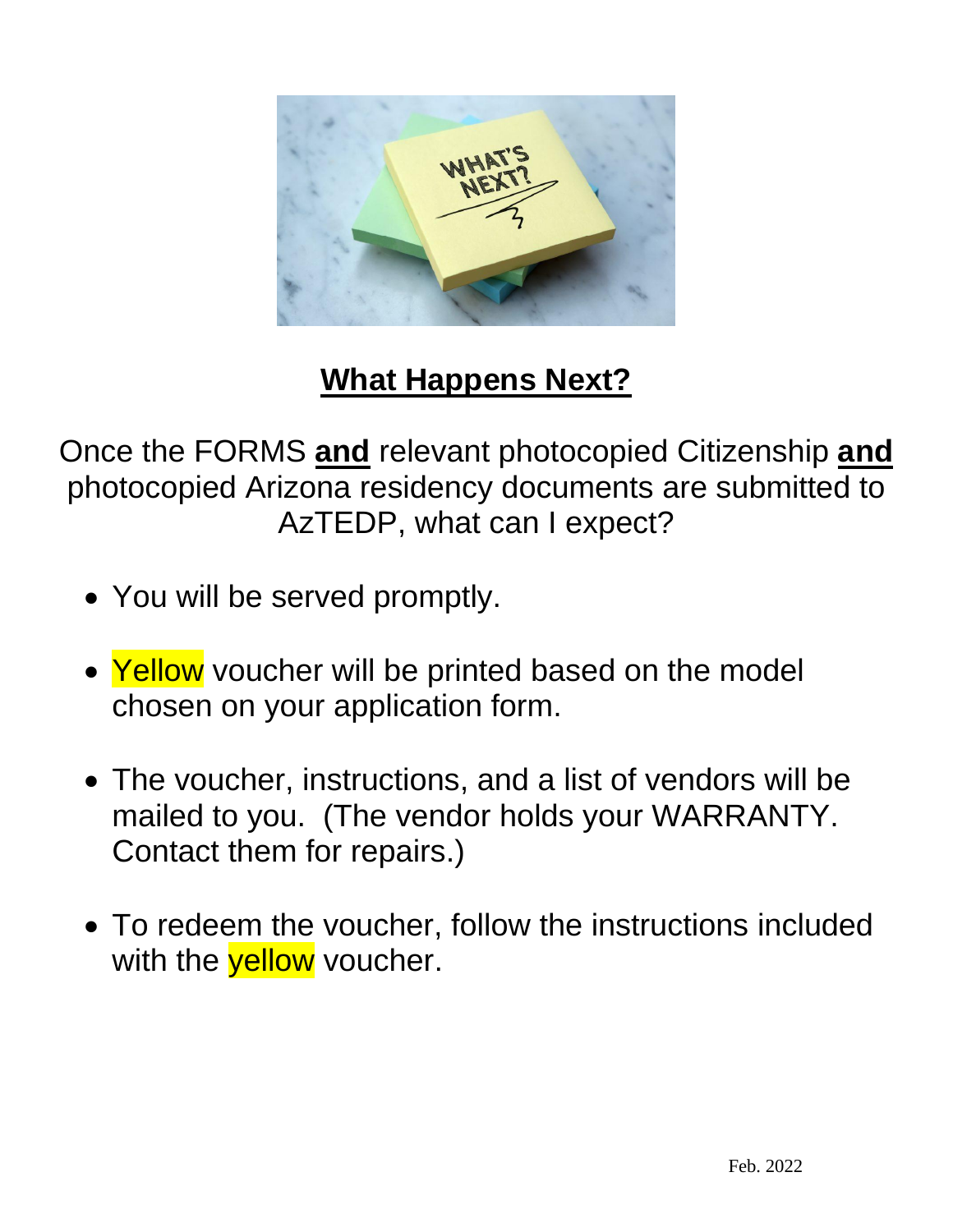## **What Happens Next?**

Once the FORMS **and** relevant photocopied Citizenship **and** photocopied Arizona residency documents are submitted to AzTEDP, what can I expect?

- You will be served promptly.
- Yellow voucher will be printed based on the model chosen on your application form.
- The voucher, instructions, and a list of vendors will be mailed to you. (The vendor holds your WARRANTY. Contact them for repairs.)
- To redeem the voucher, follow the instructions included with the yellow voucher.

Feb. 2022